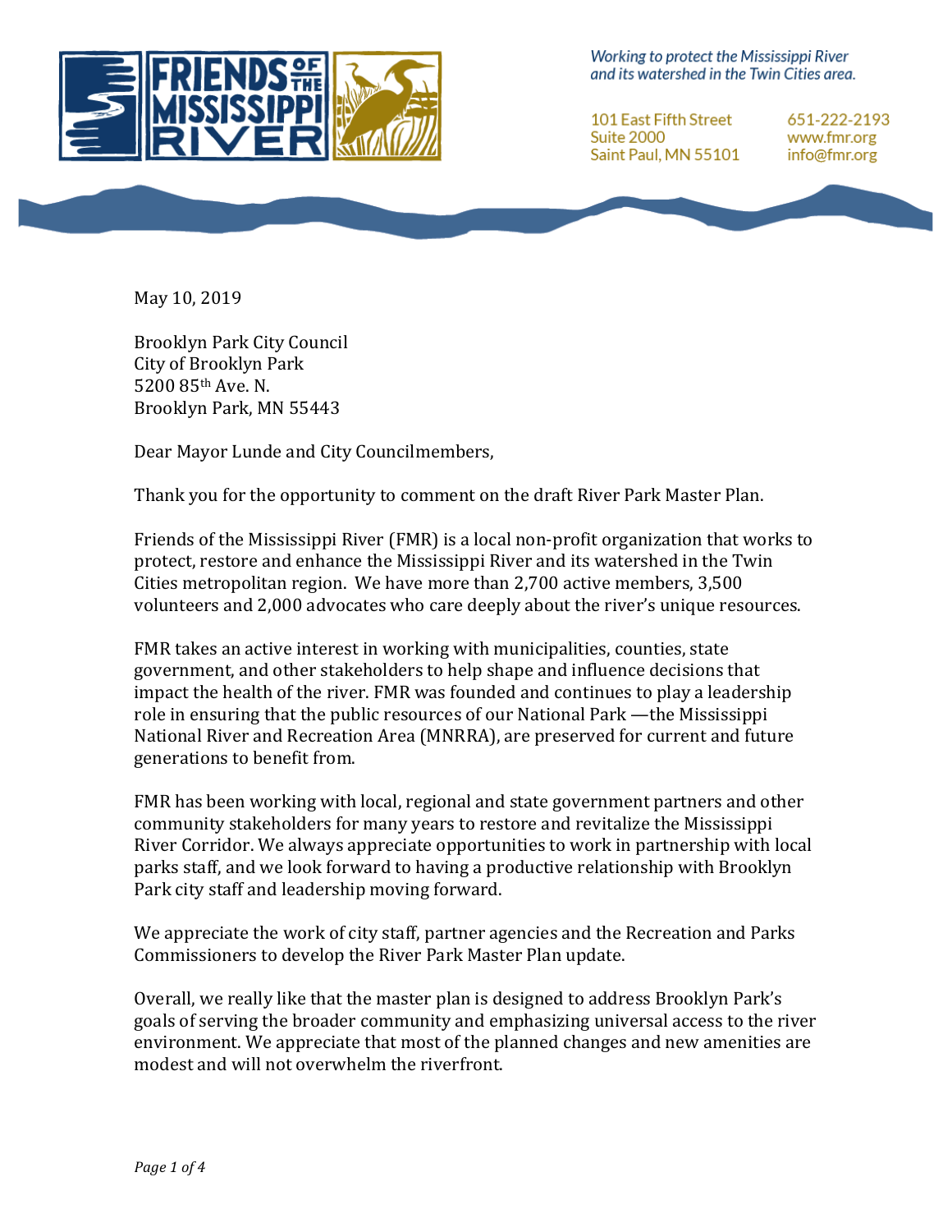Working to protect the Mississippi River and its watershed in the Twin Cities area.

101 East Fifth Street
Suite 2000
Saint Paul, MN 55101

651-222-2193
www.fmr.org
info@fmr.org

May 10, 2019

Brooklyn Park City Council
City of Brooklyn Park
5200 85th Ave. N.
Brooklyn Park, MN 55443

Dear Mayor Lunde and City Councilmembers,

Thank you for the opportunity to comment on the draft River Park Master Plan.

Friends of the Mississippi River (FMR) is a local non-profit organization that works to protect, restore and enhance the Mississippi River and its watershed in the Twin Cities metropolitan region. We have more than 2,700 active members, 3,500 volunteers and 2,000 advocates who care deeply about the river's unique resources.

FMR takes an active interest in working with municipalities, counties, state government, and other stakeholders to help shape and influence decisions that impact the health of the river. FMR was founded and continues to play a leadership role in ensuring that the public resources of our National Park —the Mississippi National River and Recreation Area (MNRRA), are preserved for current and future generations to benefit from.

FMR has been working with local, regional and state government partners and other community stakeholders for many years to restore and revitalize the Mississippi River Corridor. We always appreciate opportunities to work in partnership with local parks staff, and we look forward to having a productive relationship with Brooklyn Park city staff and leadership moving forward.

We appreciate the work of city staff, partner agencies and the Recreation and Parks Commissioners to develop the River Park Master Plan update.

Overall, we really like that the master plan is designed to address Brooklyn Park's goals of serving the broader community and emphasizing universal access to the river environment. We appreciate that most of the planned changes and new amenities are modest and will not overwhelm the riverfront.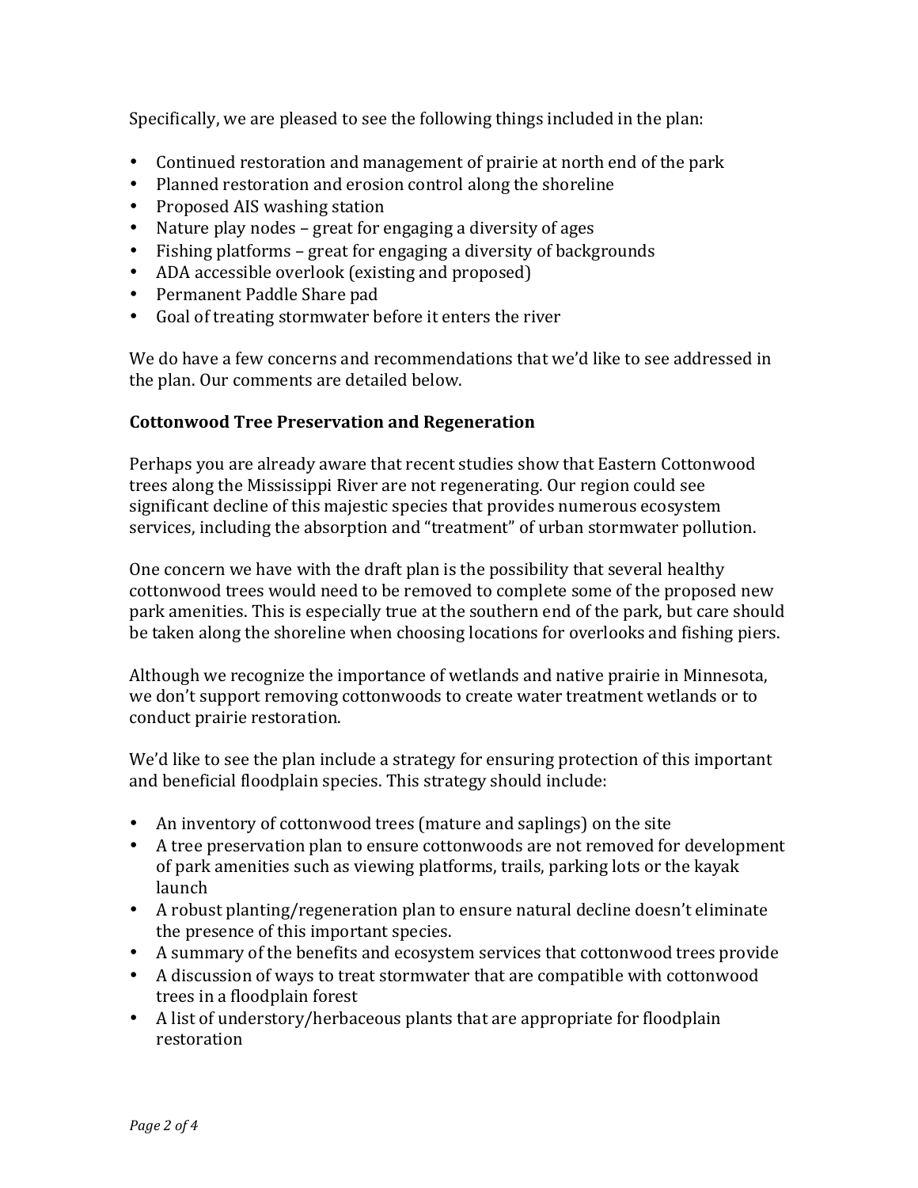Specifically, we are pleased to see the following things included in the plan:

- Continued restoration and management of prairie at north end of the park
- Planned restoration and erosion control along the shoreline
- Proposed AIS washing station
- Nature play nodes – great for engaging a diversity of ages
- Fishing platforms – great for engaging a diversity of backgrounds
- ADA accessible overlook (existing and proposed)
- Permanent Paddle Share pad
- Goal of treating stormwater before it enters the river

We do have a few concerns and recommendations that we'd like to see addressed in the plan. Our comments are detailed below.

**Cottonwood Tree Preservation and Regeneration**

Perhaps you are already aware that recent studies show that Eastern Cottonwood trees along the Mississippi River are not regenerating. Our region could see significant decline of this majestic species that provides numerous ecosystem services, including the absorption and "treatment" of urban stormwater pollution.

One concern we have with the draft plan is the possibility that several healthy cottonwood trees would need to be removed to complete some of the proposed new park amenities. This is especially true at the southern end of the park, but care should be taken along the shoreline when choosing locations for overlooks and fishing piers.

Although we recognize the importance of wetlands and native prairie in Minnesota, we don't support removing cottonwoods to create water treatment wetlands or to conduct prairie restoration.

We'd like to see the plan include a strategy for ensuring protection of this important and beneficial floodplain species. This strategy should include:

- An inventory of cottonwood trees (mature and saplings) on the site
- A tree preservation plan to ensure cottonwoods are not removed for development of park amenities such as viewing platforms, trails, parking lots or the kayak launch
- A robust planting/regeneration plan to ensure natural decline doesn't eliminate the presence of this important species.
- A summary of the benefits and ecosystem services that cottonwood trees provide
- A discussion of ways to treat stormwater that are compatible with cottonwood trees in a floodplain forest
- A list of understory/herbaceous plants that are appropriate for floodplain restoration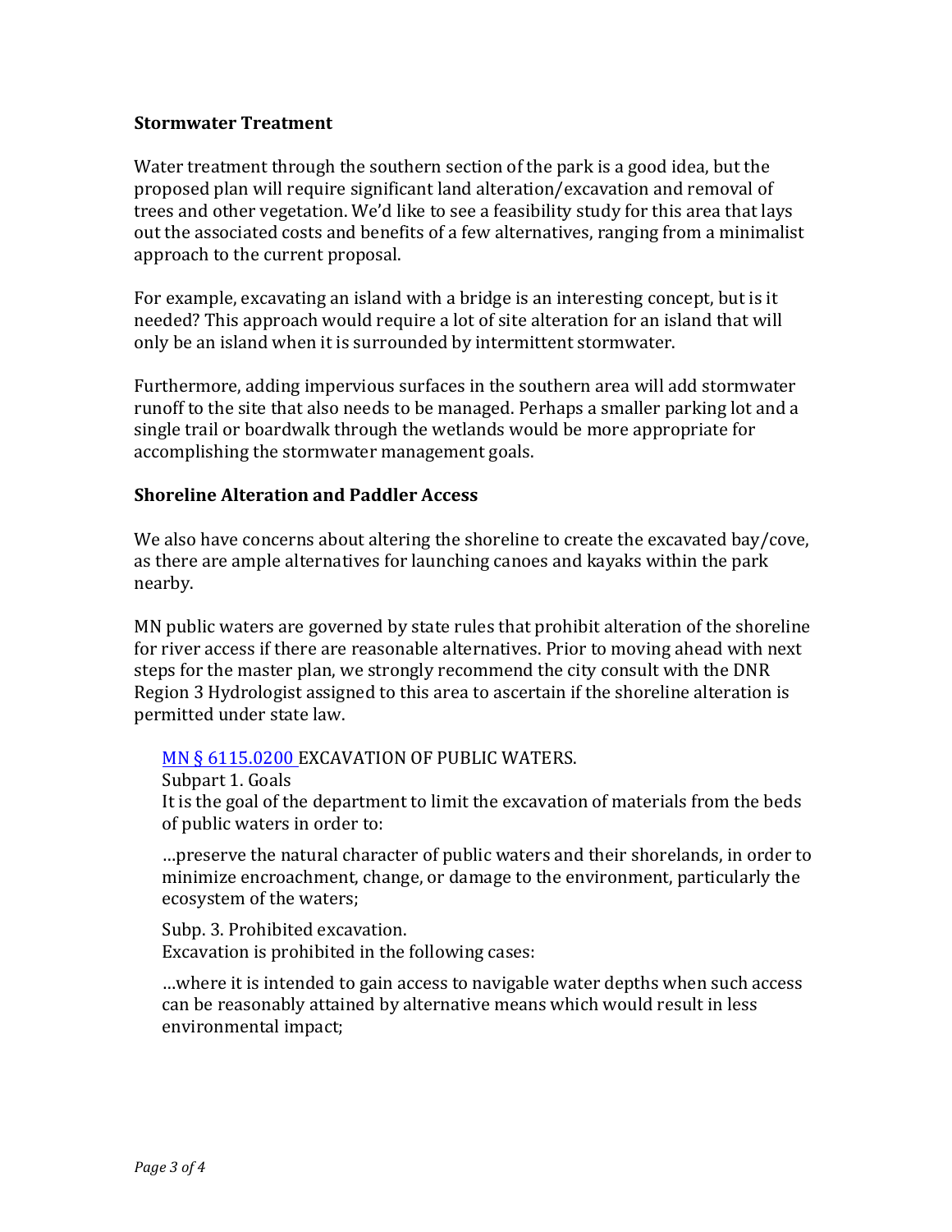**Stormwater Treatment**

Water treatment through the southern section of the park is a good idea, but the proposed plan will require significant land alteration/excavation and removal of trees and other vegetation. We'd like to see a feasibility study for this area that lays out the associated costs and benefits of a few alternatives, ranging from a minimalist approach to the current proposal.

For example, excavating an island with a bridge is an interesting concept, but is it needed? This approach would require a lot of site alteration for an island that will only be an island when it is surrounded by intermittent stormwater.

Furthermore, adding impervious surfaces in the southern area will add stormwater runoff to the site that also needs to be managed. Perhaps a smaller parking lot and a single trail or boardwalk through the wetlands would be more appropriate for accomplishing the stormwater management goals.

**Shoreline Alteration and Paddler Access**

We also have concerns about altering the shoreline to create the excavated bay/cove, as there are ample alternatives for launching canoes and kayaks within the park nearby.

MN public waters are governed by state rules that prohibit alteration of the shoreline for river access if there are reasonable alternatives. Prior to moving ahead with next steps for the master plan, we strongly recommend the city consult with the DNR Region 3 Hydrologist assigned to this area to ascertain if the shoreline alteration is permitted under state law.

> MN § 6115.0200 EXCAVATION OF PUBLIC WATERS.
>
> Subpart 1. Goals
>
> It is the goal of the department to limit the excavation of materials from the beds of public waters in order to:
>
> …preserve the natural character of public waters and their shorelands, in order to minimize encroachment, change, or damage to the environment, particularly the ecosystem of the waters;
>
> Subp. 3. Prohibited excavation.
>
> Excavation is prohibited in the following cases:
>
> …where it is intended to gain access to navigable water depths when such access can be reasonably attained by alternative means which would result in less environmental impact;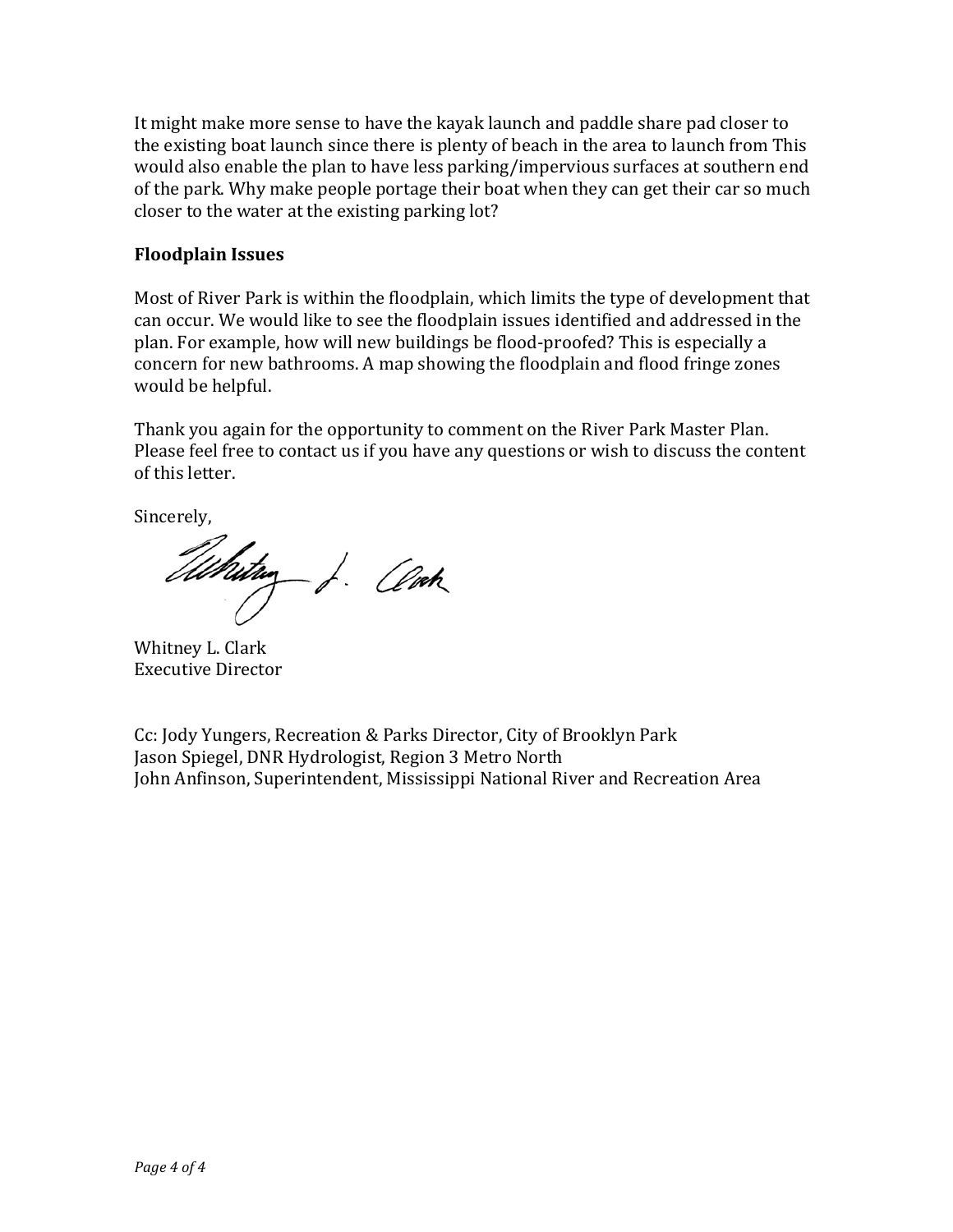It might make more sense to have the kayak launch and paddle share pad closer to the existing boat launch since there is plenty of beach in the area to launch from This would also enable the plan to have less parking/impervious surfaces at southern end of the park. Why make people portage their boat when they can get their car so much closer to the water at the existing parking lot?

**Floodplain Issues**

Most of River Park is within the floodplain, which limits the type of development that can occur. We would like to see the floodplain issues identified and addressed in the plan. For example, how will new buildings be flood-proofed? This is especially a concern for new bathrooms. A map showing the floodplain and flood fringe zones would be helpful.

Thank you again for the opportunity to comment on the River Park Master Plan. Please feel free to contact us if you have any questions or wish to discuss the content of this letter.

Sincerely,

Whitney L. Clark
Executive Director

Cc: Jody Yungers, Recreation & Parks Director, City of Brooklyn Park
Jason Spiegel, DNR Hydrologist, Region 3 Metro North
John Anfinson, Superintendent, Mississippi National River and Recreation Area